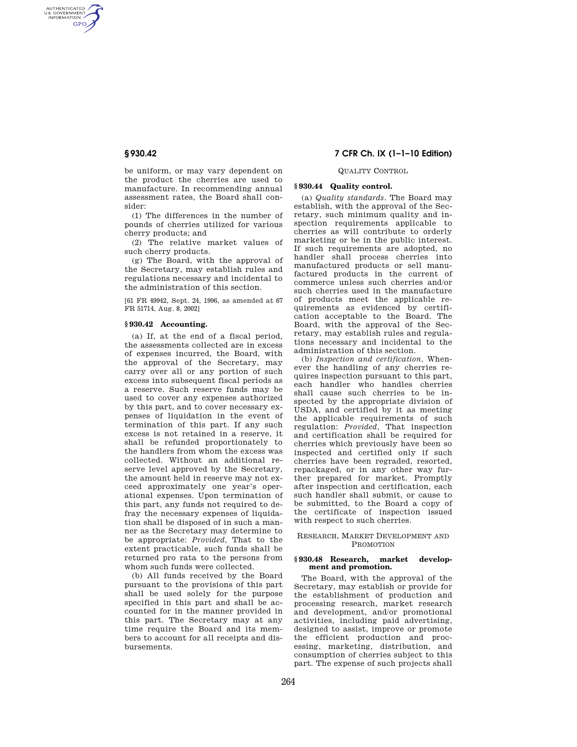be uniform, or may vary dependent on the product the cherries are used to manufacture. In recommending annual assessment rates, the Board shall consider:

(1) The differences in the number of pounds of cherries utilized for various cherry products; and

(2) The relative market values of such cherry products.

(g) The Board, with the approval of the Secretary, may establish rules and regulations necessary and incidental to the administration of this section.

[61 FR 49942, Sept. 24, 1996, as amended at 67 FR 51714, Aug. 8, 2002]

### § 930.42 Accounting.

(a) If, at the end of a fiscal period, the assessments collected are in excess of expenses incurred, the Board, with the approval of the Secretary, may carry over all or any portion of such excess into subsequent fiscal periods as a reserve. Such reserve funds may be used to cover any expenses authorized by this part, and to cover necessary expenses of liquidation in the event of termination of this part. If any such excess is not retained in a reserve, it shall be refunded proportionately to the handlers from whom the excess was collected. Without an additional reserve level approved by the Secretary, the amount held in reserve may not exceed approximately one year's operational expenses. Upon termination of this part, any funds not required to defray the necessary expenses of liquidation shall be disposed of in such a manner as the Secretary may determine to be appropriate: *Provided,* That to the extent practicable, such funds shall be returned pro rata to the persons from whom such funds were collected.

(b) All funds received by the Board pursuant to the provisions of this part shall be used solely for the purpose specified in this part and shall be accounted for in the manner provided in this part. The Secretary may at any time require the Board and its members to account for all receipts and disbursements.

## QUALITY CONTROL

### § 930.44 Quality control.

(a) *Quality standards.* The Board may establish, with the approval of the Secretary, such minimum quality and inspection requirements applicable to cherries as will contribute to orderly marketing or be in the public interest. If such requirements are adopted, no handler shall process cherries into manufactured products or sell manufactured products in the current of commerce unless such cherries and/or such cherries used in the manufacture of products meet the applicable requirements as evidenced by certification acceptable to the Board. The Board, with the approval of the Secretary, may establish rules and regulations necessary and incidental to the administration of this section.

(b) *Inspection and certification.* Whenever the handling of any cherries requires inspection pursuant to this part, each handler who handles cherries shall cause such cherries to be inspected by the appropriate division of USDA, and certified by it as meeting the applicable requirements of such regulation: *Provided,* That inspection and certification shall be required for cherries which previously have been so inspected and certified only if such cherries have been regraded, resorted, repackaged, or in any other way further prepared for market. Promptly after inspection and certification, each such handler shall submit, or cause to be submitted, to the Board a copy of the certificate of inspection issued with respect to such cherries.

## RESEARCH, MARKET DEVELOPMENT AND PROMOTION

### § 930.48 Research, market development and promotion.

The Board, with the approval of the Secretary, may establish or provide for the establishment of production and processing research, market research and development, and/or promotional activities, including paid advertising, designed to assist, improve or promote the efficient production and processing, marketing, distribution, and consumption of cherries subject to this part. The expense of such projects shall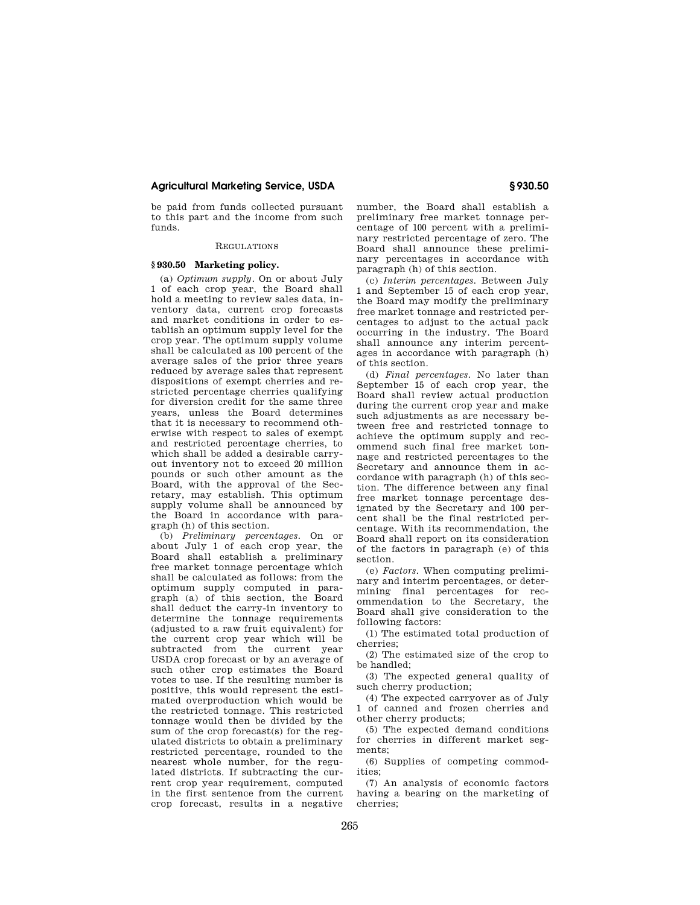be paid from funds collected pursuant to this part and the income from such funds.

REGULATIONS

### § 930.50 Marketing policy.

(a) *Optimum supply*. On or about July 1 of each crop year, the Board shall hold a meeting to review sales data, inventory data, current crop forecasts and market conditions in order to establish an optimum supply level for the crop year. The optimum supply volume shall be calculated as 100 percent of the average sales of the prior three years reduced by average sales that represent dispositions of exempt cherries and restricted percentage cherries qualifying for diversion credit for the same three years, unless the Board determines that it is necessary to recommend otherwise with respect to sales of exempt and restricted percentage cherries, to which shall be added a desirable carryout inventory not to exceed 20 million pounds or such other amount as the Board, with the approval of the Secretary, may establish. This optimum supply volume shall be announced by the Board in accordance with paragraph (h) of this section.

(b) *Preliminary percentages*. On or about July 1 of each crop year, the Board shall establish a preliminary free market tonnage percentage which shall be calculated as follows: from the optimum supply computed in paragraph (a) of this section, the Board shall deduct the carry-in inventory to determine the tonnage requirements (adjusted to a raw fruit equivalent) for the current crop year which will be subtracted from the current year USDA crop forecast or by an average of such other crop estimates the Board votes to use. If the resulting number is positive, this would represent the estimated overproduction which would be the restricted tonnage. This restricted tonnage would then be divided by the sum of the crop forecast(s) for the regulated districts to obtain a preliminary restricted percentage, rounded to the nearest whole number, for the regulated districts. If subtracting the current crop year requirement, computed in the first sentence from the current crop forecast, results in a negative number, the Board shall establish a preliminary free market tonnage percentage of 100 percent with a preliminary restricted percentage of zero. The Board shall announce these preliminary percentages in accordance with paragraph (h) of this section.

(c) *Interim percentages*. Between July 1 and September 15 of each crop year, the Board may modify the preliminary free market tonnage and restricted percentages to adjust to the actual pack occurring in the industry. The Board shall announce any interim percentages in accordance with paragraph (h) of this section.

(d) *Final percentages*. No later than September 15 of each crop year, the Board shall review actual production during the current crop year and make such adjustments as are necessary between free and restricted tonnage to achieve the optimum supply and recommend such final free market tonnage and restricted percentages to the Secretary and announce them in accordance with paragraph (h) of this section. The difference between any final free market tonnage percentage designated by the Secretary and 100 percent shall be the final restricted percentage. With its recommendation, the Board shall report on its consideration of the factors in paragraph (e) of this section.

(e) *Factors*. When computing preliminary and interim percentages, or determining final percentages for recommendation to the Secretary, the Board shall give consideration to the following factors:

(1) The estimated total production of cherries;

(2) The estimated size of the crop to be handled;

(3) The expected general quality of such cherry production;

(4) The expected carryover as of July 1 of canned and frozen cherries and other cherry products;

(5) The expected demand conditions for cherries in different market segments;

(6) Supplies of competing commodities;

(7) An analysis of economic factors having a bearing on the marketing of cherries;